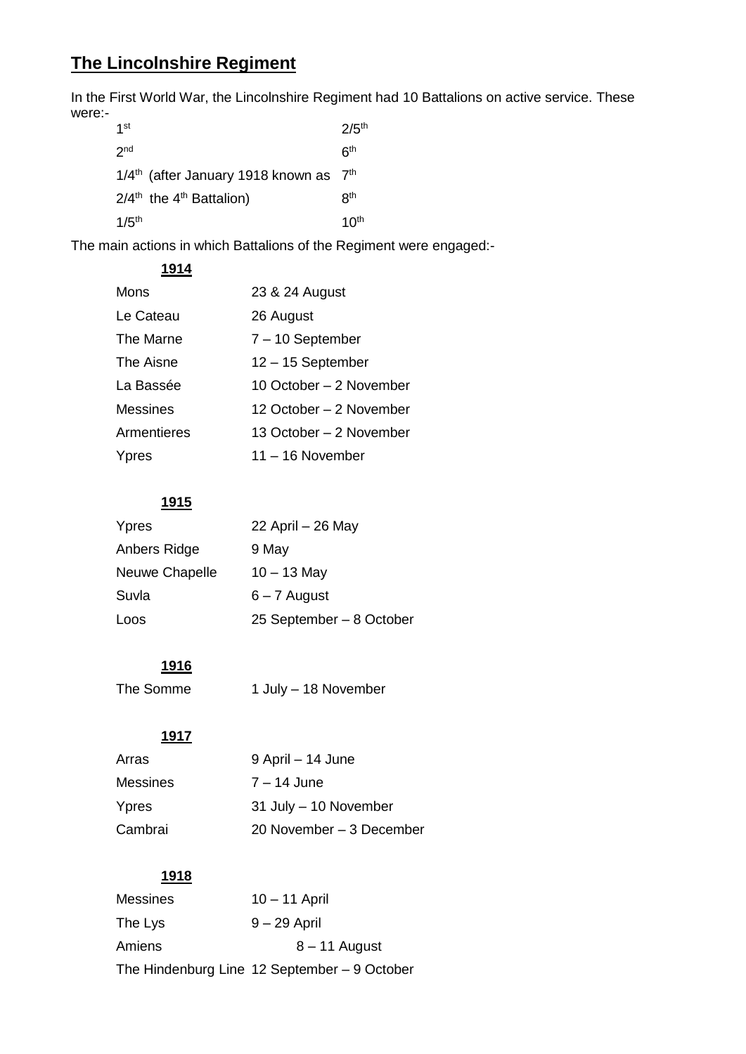# The Lincolnshire Regiment

In the First World War, the Lincolnshire Regiment had 10 Battalions on active service. These were:-

| | |
|---|---|
| 1st | 2/5th |
| 2nd | 6th |
| 1/4th (after January 1918 known as the 4th Battalion) | 7th |
| 2/4th | 8th |
| 1/5th | 10th |

The main actions in which Battalions of the Regiment were engaged:-

**1914**

| | |
|---|---|
| Mons | 23 & 24 August |
| Le Cateau | 26 August |
| The Marne | 7 – 10 September |
| The Aisne | 12 – 15 September |
| La Bassée | 10 October – 2 November |
| Messines | 12 October – 2 November |
| Armentieres | 13 October – 2 November |
| Ypres | 11 – 16 November |

**1915**

| | |
|---|---|
| Ypres | 22 April – 26 May |
| Anbers Ridge | 9 May |
| Neuwe Chapelle | 10 – 13 May |
| Suvla | 6 – 7 August |
| Loos | 25 September – 8 October |

**1916**

| | |
|---|---|
| The Somme | 1 July – 18 November |

**1917**

| | |
|---|---|
| Arras | 9 April – 14 June |
| Messines | 7 – 14 June |
| Ypres | 31 July – 10 November |
| Cambrai | 20 November – 3 December |

**1918**

| | |
|---|---|
| Messines | 10 – 11 April |
| The Lys | 9 – 29 April |
| Amiens | 8 – 11 August |
| The Hindenburg Line | 12 September – 9 October |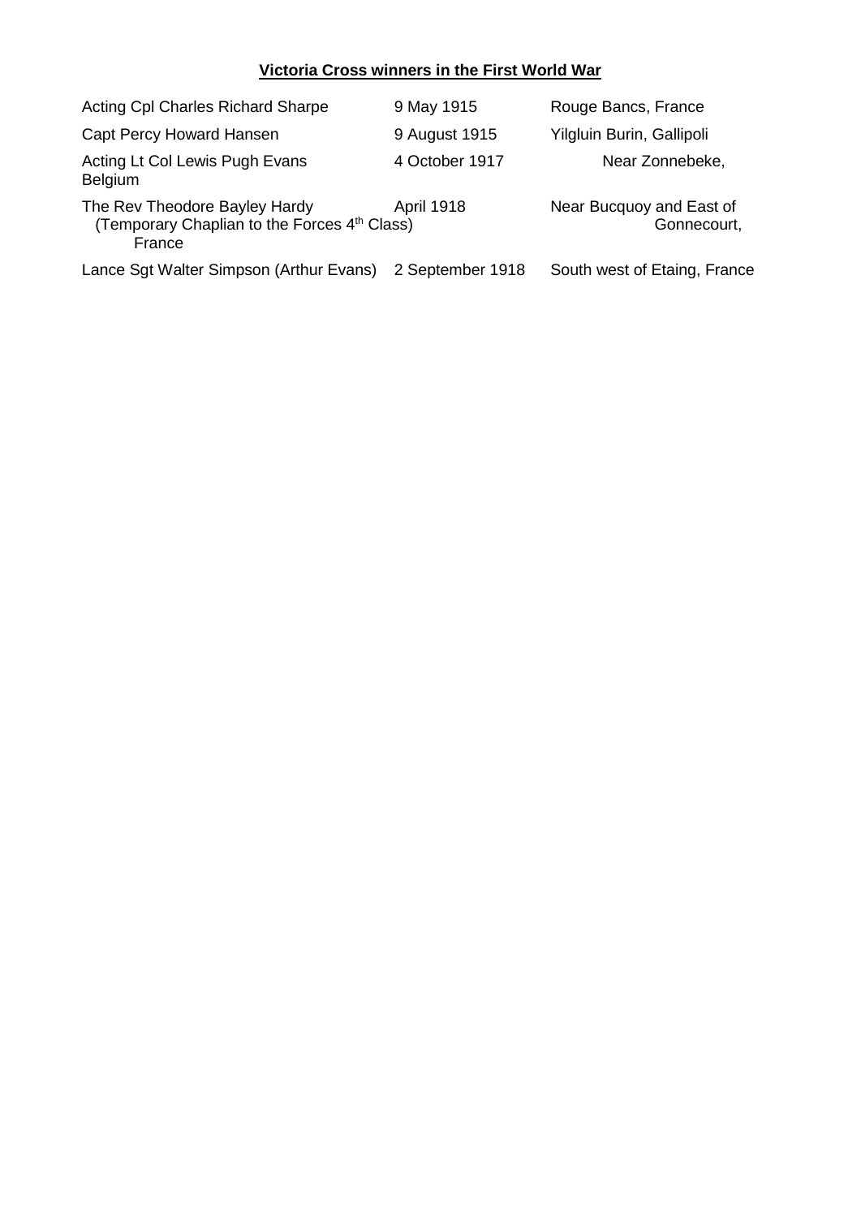**Victoria Cross winners in the First World War**

| | | |
|---|---|---|
| Acting Cpl Charles Richard Sharpe | 9 May 1915 | Rouge Bancs, France |
| Capt Percy Howard Hansen | 9 August 1915 | Yilgluin Burin, Gallipoli |
| Acting Lt Col Lewis Pugh Evans | 4 October 1917 | Near Zonnebeke, Belgium |
| The Rev Theodore Bayley Hardy (Temporary Chaplian to the Forces 4th Class) | April 1918 | Near Bucquoy and East of Gonnecourt, France |
| Lance Sgt Walter Simpson (Arthur Evans) | 2 September 1918 | South west of Etaing, France |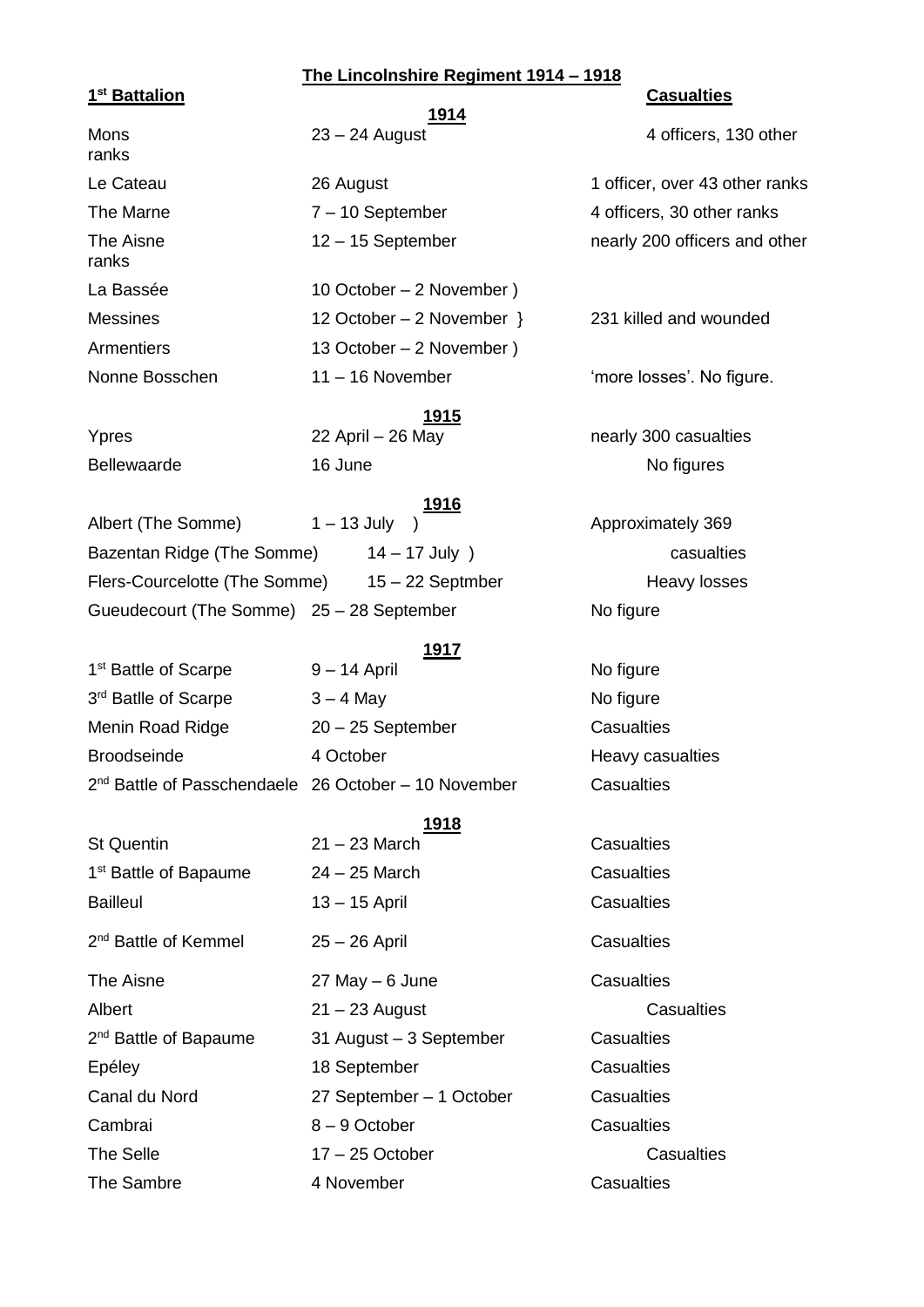**The Lincolnshire Regiment 1914 – 1918**

| **1st Battalion** | | **Casualties** |
|---|---|---|
| | **1914** | |
| Mons | 23 – 24 August | 4 officers, 130 other ranks |
| Le Cateau | 26 August | 1 officer, over 43 other ranks |
| The Marne | 7 – 10 September | 4 officers, 30 other ranks |
| The Aisne | 12 – 15 September | nearly 200 officers and other ranks |
| La Bassée | 10 October – 2 November ) | |
| Messines | 12 October – 2 November } | 231 killed and wounded |
| Armentiers | 13 October – 2 November ) | |
| Nonne Bosschen | 11 – 16 November | 'more losses'. No figure. |
| | **1915** | |
| Ypres | 22 April – 26 May | nearly 300 casualties |
| Bellewaarde | 16 June | No figures |
| | **1916** | |
| Albert (The Somme) | 1 – 13 July ) | Approximately 369 |
| Bazentan Ridge (The Somme) | 14 – 17 July ) | casualties |
| Flers-Courcelotte (The Somme) | 15 – 22 Septmber | Heavy losses |
| Gueudecourt (The Somme) | 25 – 28 September | No figure |
| | **1917** | |
| 1st Battle of Scarpe | 9 – 14 April | No figure |
| 3rd Batlle of Scarpe | 3 – 4 May | No figure |
| Menin Road Ridge | 20 – 25 September | Casualties |
| Broodseinde | 4 October | Heavy casualties |
| 2nd Battle of Passchendaele | 26 October – 10 November | Casualties |
| | **1918** | |
| St Quentin | 21 – 23 March | Casualties |
| 1st Battle of Bapaume | 24 – 25 March | Casualties |
| Bailleul | 13 – 15 April | Casualties |
| 2nd Battle of Kemmel | 25 – 26 April | Casualties |
| The Aisne | 27 May – 6 June | Casualties |
| Albert | 21 – 23 August | Casualties |
| 2nd Battle of Bapaume | 31 August – 3 September | Casualties |
| Epéley | 18 September | Casualties |
| Canal du Nord | 27 September – 1 October | Casualties |
| Cambrai | 8 – 9 October | Casualties |
| The Selle | 17 – 25 October | Casualties |
| The Sambre | 4 November | Casualties |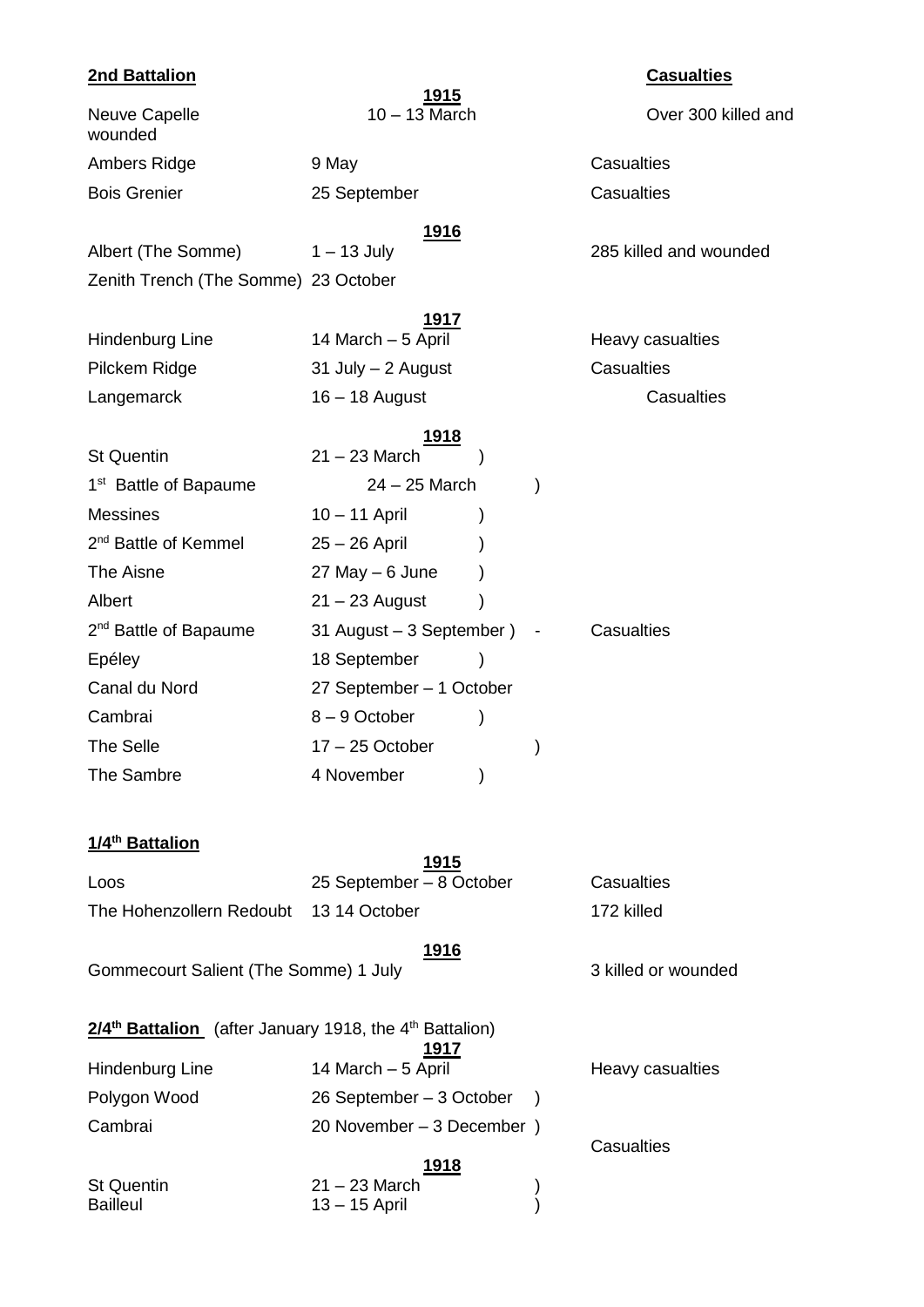**2nd Battalion** **Casualties**

| | **1915** | |
|---|---|---|
| Neuve Capelle | 10 – 13 March | Over 300 killed and wounded |
| Ambers Ridge | 9 May | Casualties |
| Bois Grenier | 25 September | Casualties |
| | **1916** | |
| Albert (The Somme) | 1 – 13 July | 285 killed and wounded |
| Zenith Trench (The Somme) | 23 October | |
| | **1917** | |
| Hindenburg Line | 14 March – 5 April | Heavy casualties |
| Pilckem Ridge | 31 July – 2 August | Casualties |
| Langemarck | 16 – 18 August | Casualties |
| | **1918** | |
| St Quentin | 21 – 23 March ) | |
| 1st Battle of Bapaume | 24 – 25 March ) | |
| Messines | 10 – 11 April ) | |
| 2nd Battle of Kemmel | 25 – 26 April ) | |
| The Aisne | 27 May – 6 June ) | |
| Albert | 21 – 23 August ) | |
| 2nd Battle of Bapaume | 31 August – 3 September ) - | Casualties |
| Epéley | 18 September ) | |
| Canal du Nord | 27 September – 1 October | |
| Cambrai | 8 – 9 October ) | |
| The Selle | 17 – 25 October ) | |
| The Sambre | 4 November ) | |

**1/4th Battalion**

| | **1915** | |
|---|---|---|
| Loos | 25 September – 8 October | Casualties |
| The Hohenzollern Redoubt | 13 14 October | 172 killed |
| | **1916** | |
| Gommecourt Salient (The Somme) | 1 July | 3 killed or wounded |

**2/4th Battalion** (after January 1918, the 4th Battalion)

| | **1917** | |
|---|---|---|
| Hindenburg Line | 14 March – 5 April | Heavy casualties |
| Polygon Wood | 26 September – 3 October ) | |
| Cambrai | 20 November – 3 December ) | Casualties |
| | **1918** | |
| St Quentin | 21 – 23 March ) | |
| Bailleul | 13 – 15 April ) | |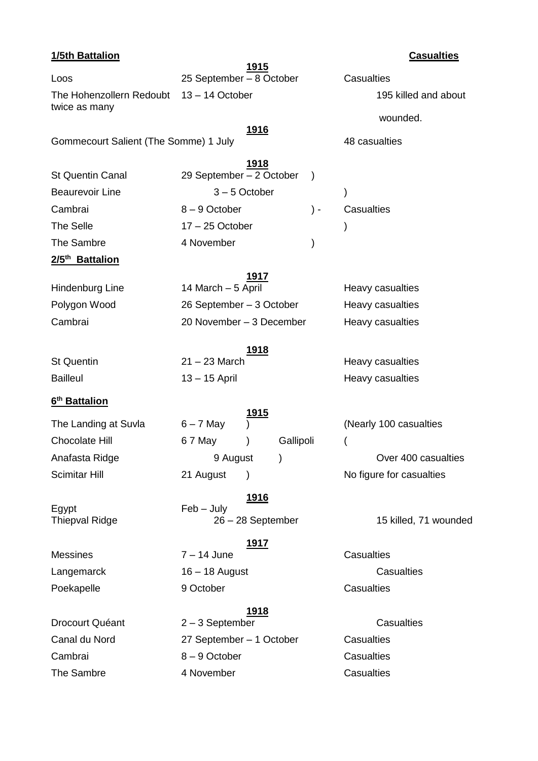**1/5th Battalion** **Casualties**

**1915**

| | | |
|---|---|---|
| Loos | 25 September – 8 October | Casualties |
| The Hohenzollern Redoubt | 13 – 14 October | 195 killed and about twice as many wounded. |

**1916**

| | | |
|---|---|---|
| Gommecourt Salient (The Somme) 1 July | | 48 casualties |

**1918**

| | | |
|---|---|---|
| St Quentin Canal | 29 September – 2 October ) | |
| Beaurevoir Line | 3 – 5 October ) | |
| Cambrai | 8 – 9 October ) - | Casualties |
| The Selle | 17 – 25 October ) | |
| The Sambre | 4 November ) | |

**2/5th Battalion**

**1917**

| | | |
|---|---|---|
| Hindenburg Line | 14 March – 5 April | Heavy casualties |
| Polygon Wood | 26 September – 3 October | Heavy casualties |
| Cambrai | 20 November – 3 December | Heavy casualties |

**1918**

| | | |
|---|---|---|
| St Quentin | 21 – 23 March | Heavy casualties |
| Bailleul | 13 – 15 April | Heavy casualties |

**6th Battalion**

**1915**

| | | |
|---|---|---|
| The Landing at Suvla | 6 – 7 May ) | (Nearly 100 casualties |
| Chocolate Hill | 6 7 May ) Gallipoli | ( |
| Anafasta Ridge | 9 August ) | Over 400 casualties |
| Scimitar Hill | 21 August ) | No figure for casualties |

**1916**

| | | |
|---|---|---|
| Egypt | Feb – July | |
| Thiepval Ridge | 26 – 28 September | 15 killed, 71 wounded |

**1917**

| | | |
|---|---|---|
| Messines | 7 – 14 June | Casualties |
| Langemarck | 16 – 18 August | Casualties |
| Poekapelle | 9 October | Casualties |

**1918**

| | | |
|---|---|---|
| Drocourt Quéant | 2 – 3 September | Casualties |
| Canal du Nord | 27 September – 1 October | Casualties |
| Cambrai | 8 – 9 October | Casualties |
| The Sambre | 4 November | Casualties |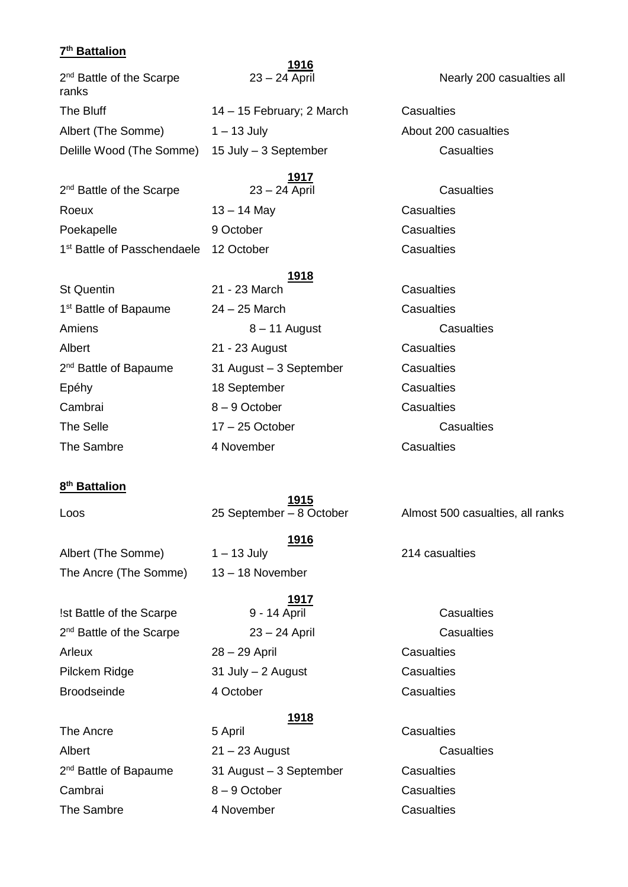**7th Battalion**

| | **1916** | |
|---|---|---|
| 2nd Battle of the Scarpe | 23 – 24 April | Nearly 200 casualties all ranks |
| The Bluff | 14 – 15 February; 2 March | Casualties |
| Albert (The Somme) | 1 – 13 July | About 200 casualties |
| Delille Wood (The Somme) | 15 July – 3 September | Casualties |
| | **1917** | |
| 2nd Battle of the Scarpe | 23 – 24 April | Casualties |
| Roeux | 13 – 14 May | Casualties |
| Poekapelle | 9 October | Casualties |
| 1st Battle of Passchendaele | 12 October | Casualties |
| | **1918** | |
| St Quentin | 21 - 23 March | Casualties |
| 1st Battle of Bapaume | 24 – 25 March | Casualties |
| Amiens | 8 – 11 August | Casualties |
| Albert | 21 - 23 August | Casualties |
| 2nd Battle of Bapaume | 31 August – 3 September | Casualties |
| Epéhy | 18 September | Casualties |
| Cambrai | 8 – 9 October | Casualties |
| The Selle | 17 – 25 October | Casualties |
| The Sambre | 4 November | Casualties |

**8th Battalion**

| | **1915** | |
|---|---|---|
| Loos | 25 September – 8 October | Almost 500 casualties, all ranks |
| | **1916** | |
| Albert (The Somme) | 1 – 13 July | 214 casualties |
| The Ancre (The Somme) | 13 – 18 November | |
| | **1917** | |
| !st Battle of the Scarpe | 9 - 14 April | Casualties |
| 2nd Battle of the Scarpe | 23 – 24 April | Casualties |
| Arleux | 28 – 29 April | Casualties |
| Pilckem Ridge | 31 July – 2 August | Casualties |
| Broodseinde | 4 October | Casualties |
| | **1918** | |
| The Ancre | 5 April | Casualties |
| Albert | 21 – 23 August | Casualties |
| 2nd Battle of Bapaume | 31 August – 3 September | Casualties |
| Cambrai | 8 – 9 October | Casualties |
| The Sambre | 4 November | Casualties |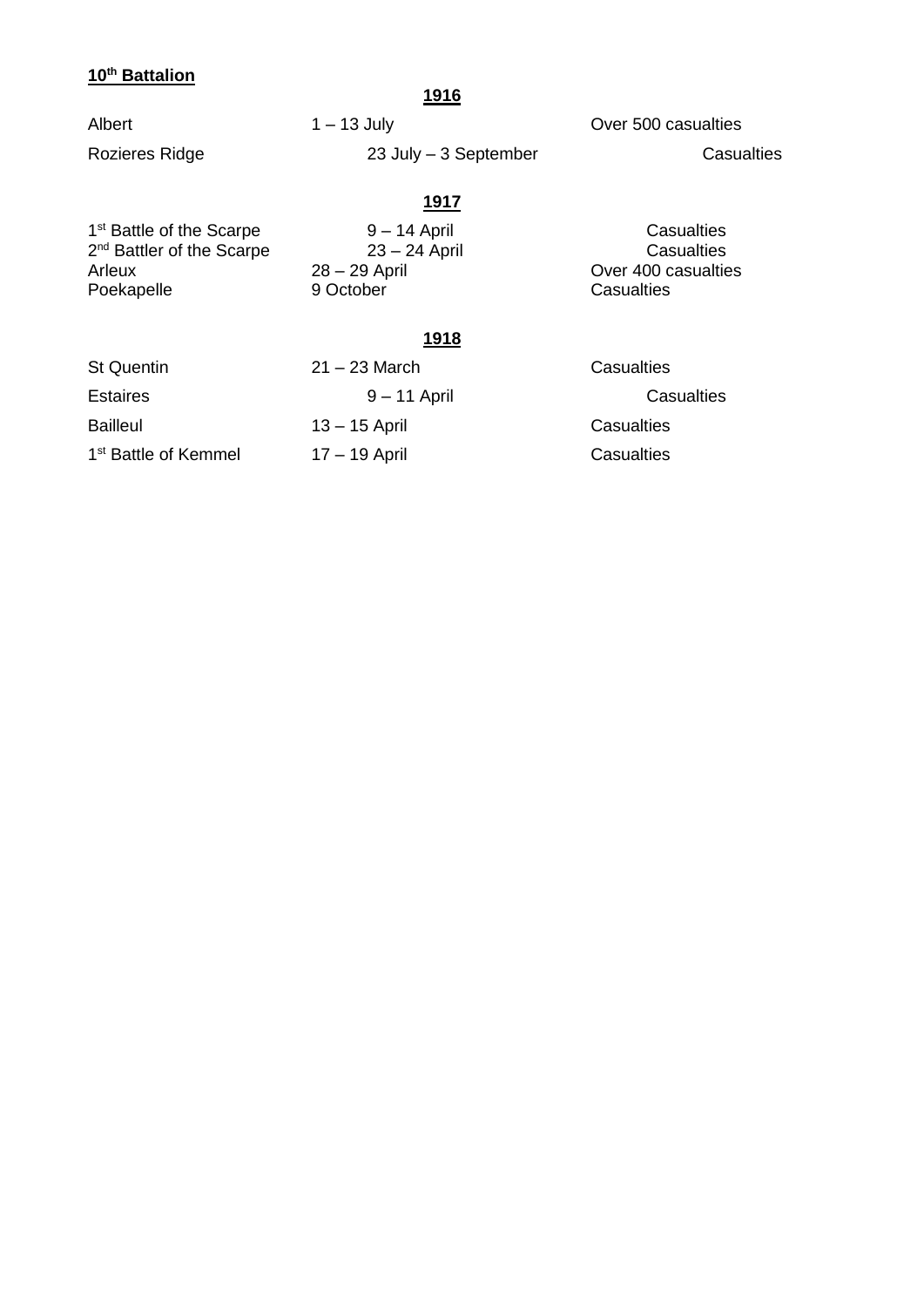**10th Battalion**

**1916**

| | | |
|---|---|---|
| Albert | 1 – 13 July | Over 500 casualties |
| Rozieres Ridge | 23 July – 3 September | Casualties |

**1917**

| | | |
|---|---|---|
| 1st Battle of the Scarpe | 9 – 14 April | Casualties |
| 2nd Battler of the Scarpe | 23 – 24 April | Casualties |
| Arleux | 28 – 29 April | Over 400 casualties |
| Poekapelle | 9 October | Casualties |

**1918**

| | | |
|---|---|---|
| St Quentin | 21 – 23 March | Casualties |
| Estaires | 9 – 11 April | Casualties |
| Bailleul | 13 – 15 April | Casualties |
| 1st Battle of Kemmel | 17 – 19 April | Casualties |